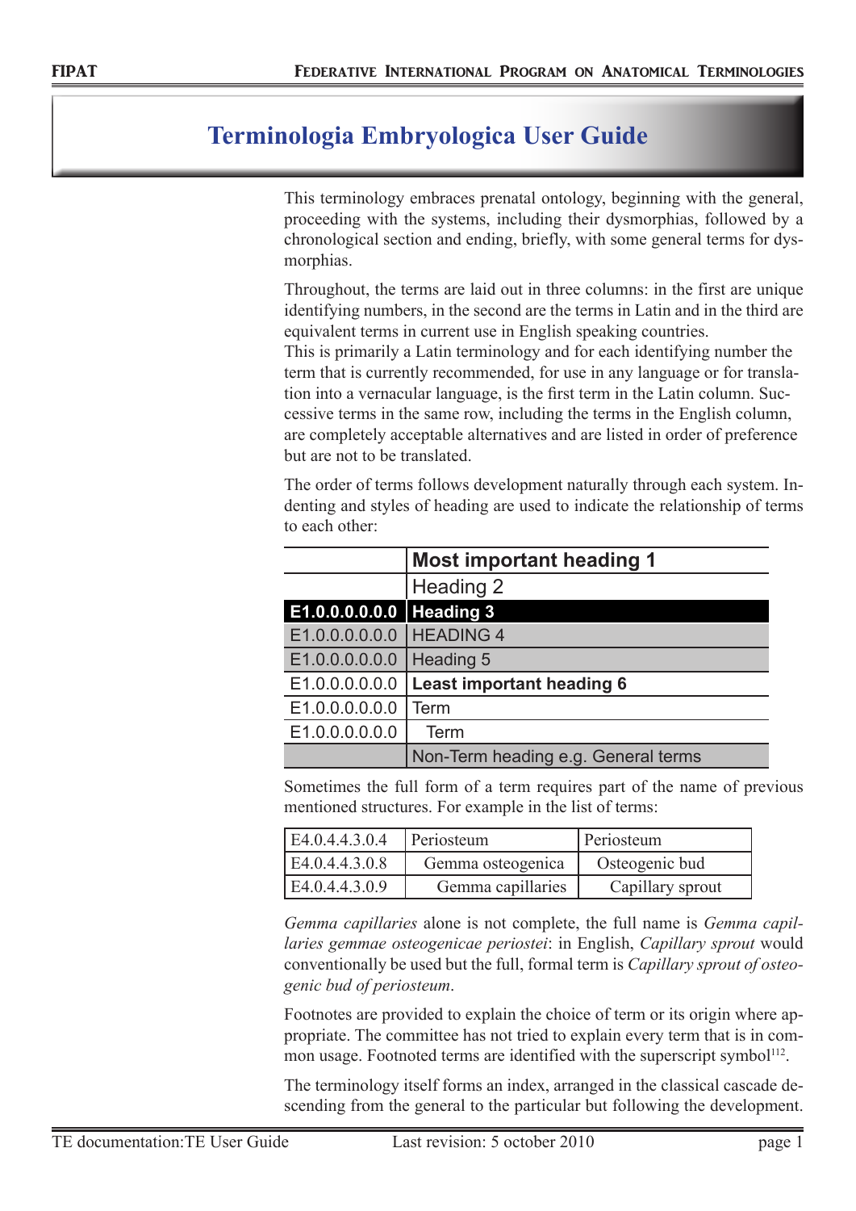# Terminologia Embryologica User Guide

This terminology embraces prenatal ontology, beginning with the general, proceeding with the systems, including their dysmorphias, followed by a chronological section and ending, briefly, with some general terms for dysmorphias.

Throughout, the terms are laid out in three columns: in the first are unique identifying numbers, in the second are the terms in Latin and in the third are equivalent terms in current use in English speaking countries.
This is primarily a Latin terminology and for each identifying number the term that is currently recommended, for use in any language or for translation into a vernacular language, is the first term in the Latin column. Successive terms in the same row, including the terms in the English column, are completely acceptable alternatives and are listed in order of preference but are not to be translated.

The order of terms follows development naturally through each system. Indenting and styles of heading are used to indicate the relationship of terms to each other:

| | |
|---|---|
| | **Most important heading 1** |
| | Heading 2 |
| **E1.0.0.0.0.0.0** | **Heading 3** |
| E1.0.0.0.0.0.0 | HEADING 4 |
| E1.0.0.0.0.0.0 | Heading 5 |
| E1.0.0.0.0.0.0 | **Least important heading 6** |
| E1.0.0.0.0.0.0 | Term |
| E1.0.0.0.0.0.0 | Term |
| | Non-Term heading e.g. General terms |

Sometimes the full form of a term requires part of the name of previous mentioned structures. For example in the list of terms:

| | | |
|---|---|---|
| E4.0.4.4.3.0.4 | Periosteum | Periosteum |
| E4.0.4.4.3.0.8 | Gemma osteogenica | Osteogenic bud |
| E4.0.4.4.3.0.9 | Gemma capillaries | Capillary sprout |

*Gemma capillaries* alone is not complete, the full name is *Gemma capillaries gemmae osteogenicae periostei*: in English, *Capillary sprout* would conventionally be used but the full, formal term is *Capillary sprout of osteogenic bud of periosteum*.

Footnotes are provided to explain the choice of term or its origin where appropriate. The committee has not tried to explain every term that is in common usage. Footnoted terms are identified with the superscript symbol[112].

The terminology itself forms an index, arranged in the classical cascade descending from the general to the particular but following the development.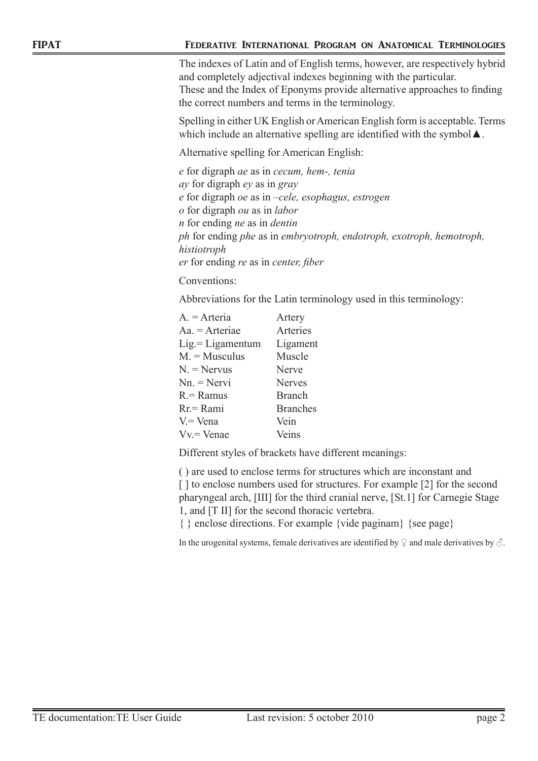The indexes of Latin and of English terms, however, are respectively hybrid and completely adjectival indexes beginning with the particular.
These and the Index of Eponyms provide alternative approaches to finding the correct numbers and terms in the terminology.

Spelling in either UK English or American English form is acceptable. Terms which include an alternative spelling are identified with the symbol ▲.

Alternative spelling for American English:

*e* for digraph *ae* as in *cecum, hem-, tenia*
*ay* for digraph *ey* as in *gray*
*e* for digraph *oe* as in *–cele, esophagus, estrogen*
*o* for digraph *ou* as in *labor*
*n* for ending *ne* as in *dentin*
*ph* for ending *phe* as in *embryotroph, endotroph, exotroph, hemotroph, histiotroph*
*er* for ending *re* as in *center, fiber*

Conventions:

Abbreviations for the Latin terminology used in this terminology:

| | |
|---|---|
| A. = Arteria | Artery |
| Aa. = Arteriae | Arteries |
| Lig.= Ligamentum | Ligament |
| M. = Musculus | Muscle |
| N. = Nervus | Nerve |
| Nn. = Nervi | Nerves |
| R.= Ramus | Branch |
| Rr.= Rami | Branches |
| V.= Vena | Vein |
| Vv.= Venae | Veins |

Different styles of brackets have different meanings:

( ) are used to enclose terms for structures which are inconstant and
[ ] to enclose numbers used for structures. For example [2] for the second pharyngeal arch, [III] for the third cranial nerve, [St.1] for Carnegie Stage 1, and [T II] for the second thoracic vertebra.
{ } enclose directions. For example {vide paginam} {see page}

In the urogenital systems, female derivatives are identified by ♀ and male derivatives by ♂.